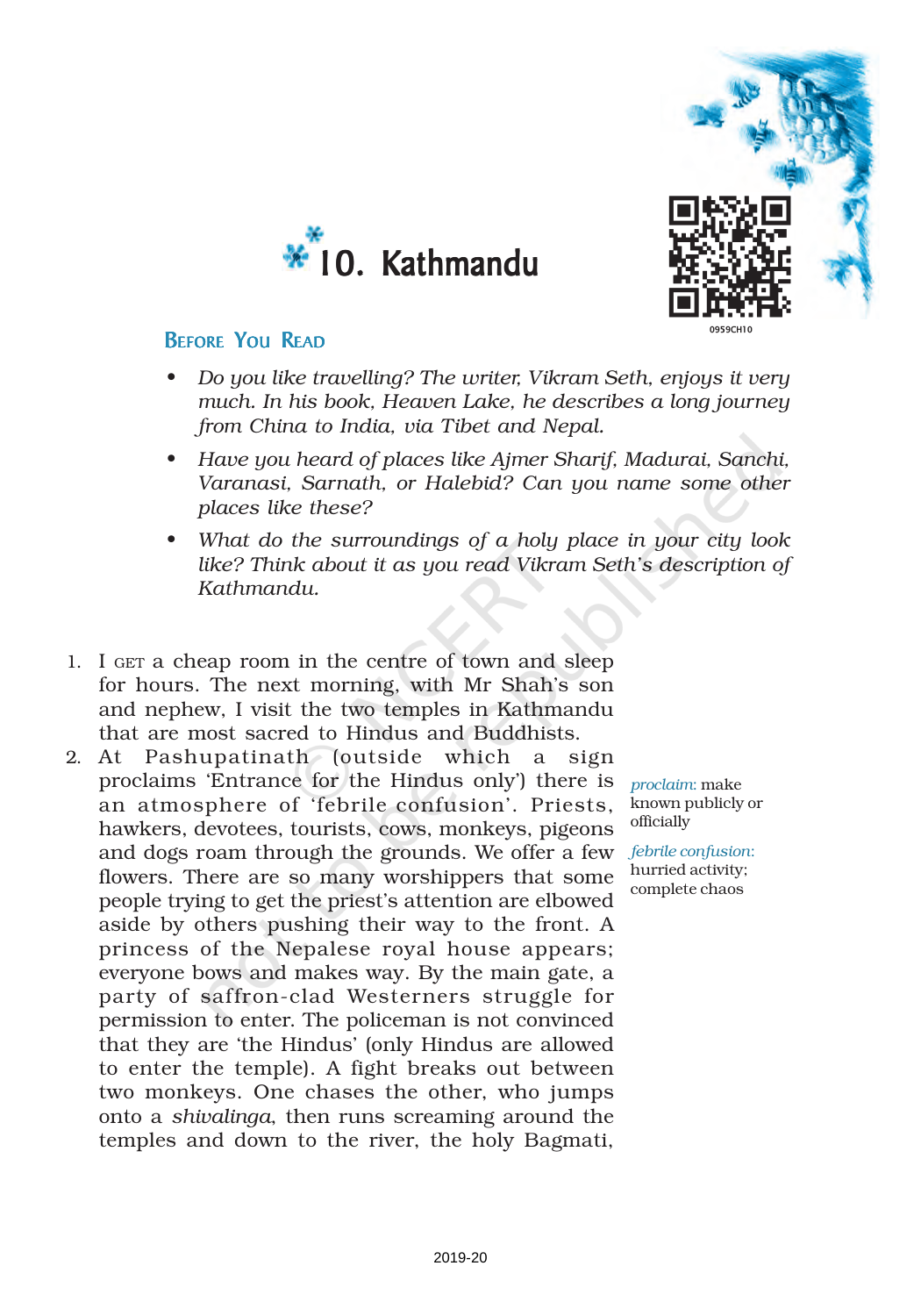# 10. Kathmandu

0959CH10

## Before You Read

- *Do you like travelling? The writer, Vikram Seth, enjoys it very much. In his book, Heaven Lake, he describes a long journey from China to India, via Tibet and Nepal.*
- *Have you heard of places like Ajmer Sharif, Madurai, Sanchi, Varanasi, Sarnath, or Halebid? Can you name some other places like these?*
- *What do the surroundings of a holy place in your city look like? Think about it as you read Vikram Seth's description of Kathmandu.*

1. I GET a cheap room in the centre of town and sleep for hours. The next morning, with Mr Shah's son and nephew, I visit the two temples in Kathmandu that are most sacred to Hindus and Buddhists.

2. At Pashupatinath (outside which a sign proclaims 'Entrance for the Hindus only') there is an atmosphere of 'febrile confusion'. Priests, hawkers, devotees, tourists, cows, monkeys, pigeons and dogs roam through the grounds. We offer a few flowers. There are so many worshippers that some people trying to get the priest's attention are elbowed aside by others pushing their way to the front. A princess of the Nepalese royal house appears; everyone bows and makes way. By the main gate, a party of saffron-clad Westerners struggle for permission to enter. The policeman is not convinced that they are 'the Hindus' (only Hindus are allowed to enter the temple). A fight breaks out between two monkeys. One chases the other, who jumps onto a *shivalinga*, then runs screaming around the temples and down to the river, the holy Bagmati,

*proclaim*: make known publicly or officially

*febrile confusion*: hurried activity; complete chaos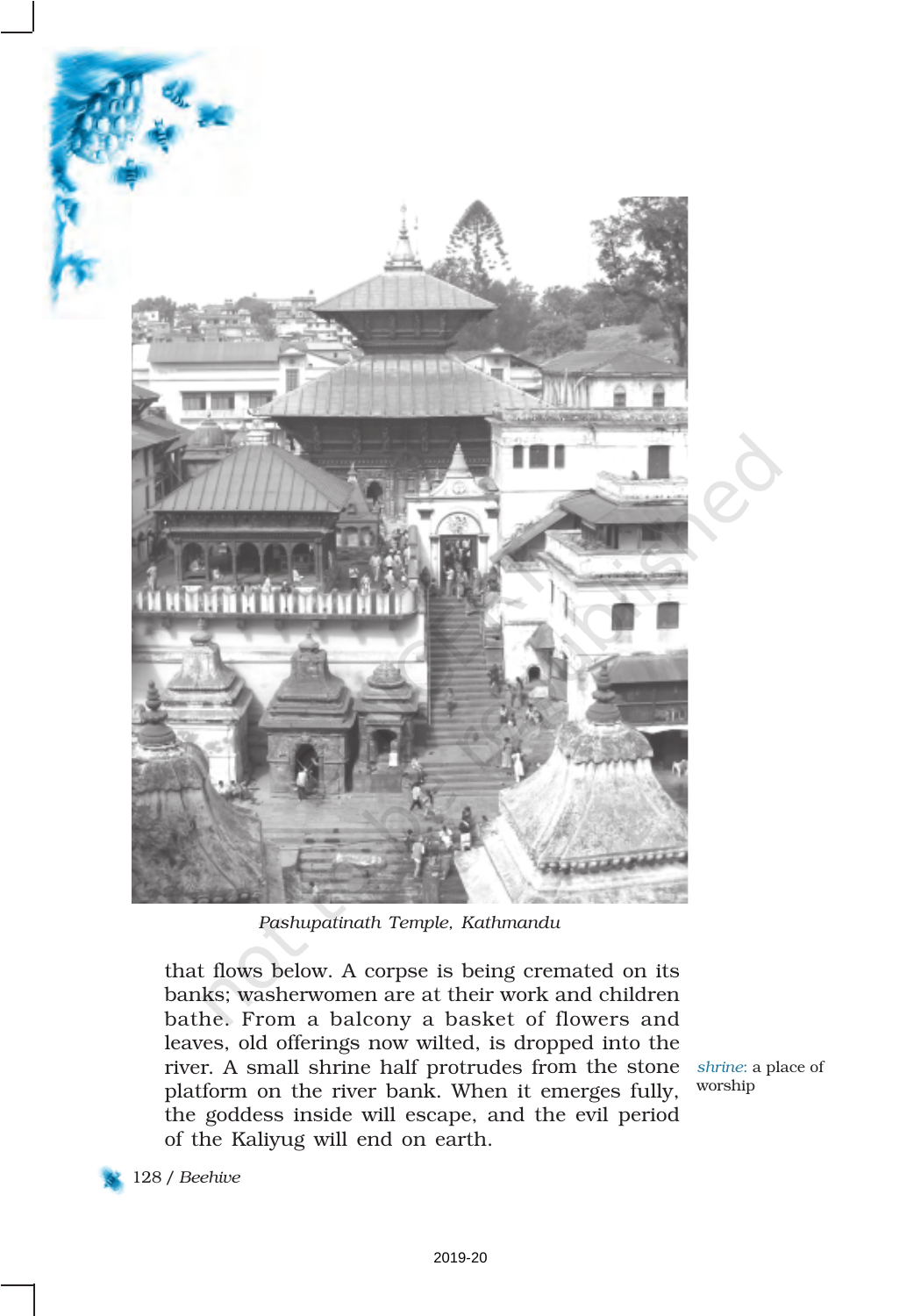*Pashupatinath Temple, Kathmandu*

that flows below. A corpse is being cremated on its banks; washerwomen are at their work and children bathe. From a balcony a basket of flowers and leaves, old offerings now wilted, is dropped into the river. A small shrine half protrudes from the stone platform on the river bank. When it emerges fully, the goddess inside will escape, and the evil period of the Kaliyug will end on earth.

*shrine*: a place of worship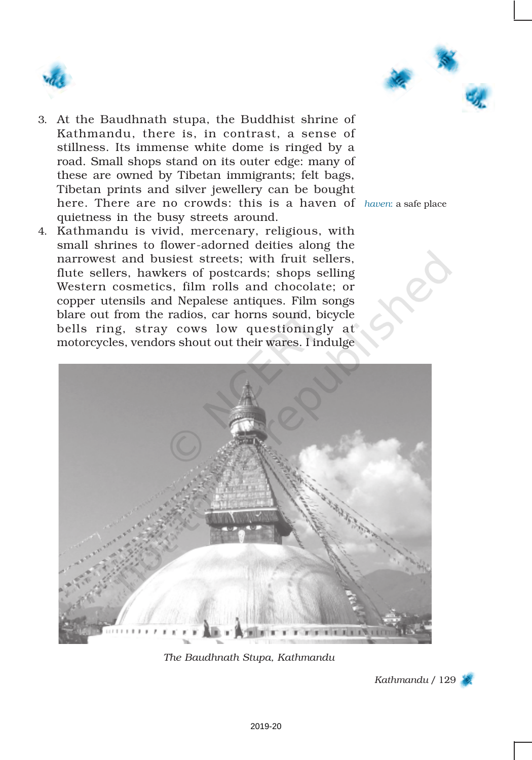3. At the Baudhnath stupa, the Buddhist shrine of Kathmandu, there is, in contrast, a sense of stillness. Its immense white dome is ringed by a road. Small shops stand on its outer edge: many of these are owned by Tibetan immigrants; felt bags, Tibetan prints and silver jewellery can be bought here. There are no crowds: this is a haven of quietness in the busy streets around.

*haven*: a safe place

4. Kathmandu is vivid, mercenary, religious, with small shrines to flower-adorned deities along the narrowest and busiest streets; with fruit sellers, flute sellers, hawkers of postcards; shops selling Western cosmetics, film rolls and chocolate; or copper utensils and Nepalese antiques. Film songs blare out from the radios, car horns sound, bicycle bells ring, stray cows low questioningly at motorcycles, vendors shout out their wares. I indulge

*The Baudhnath Stupa, Kathmandu*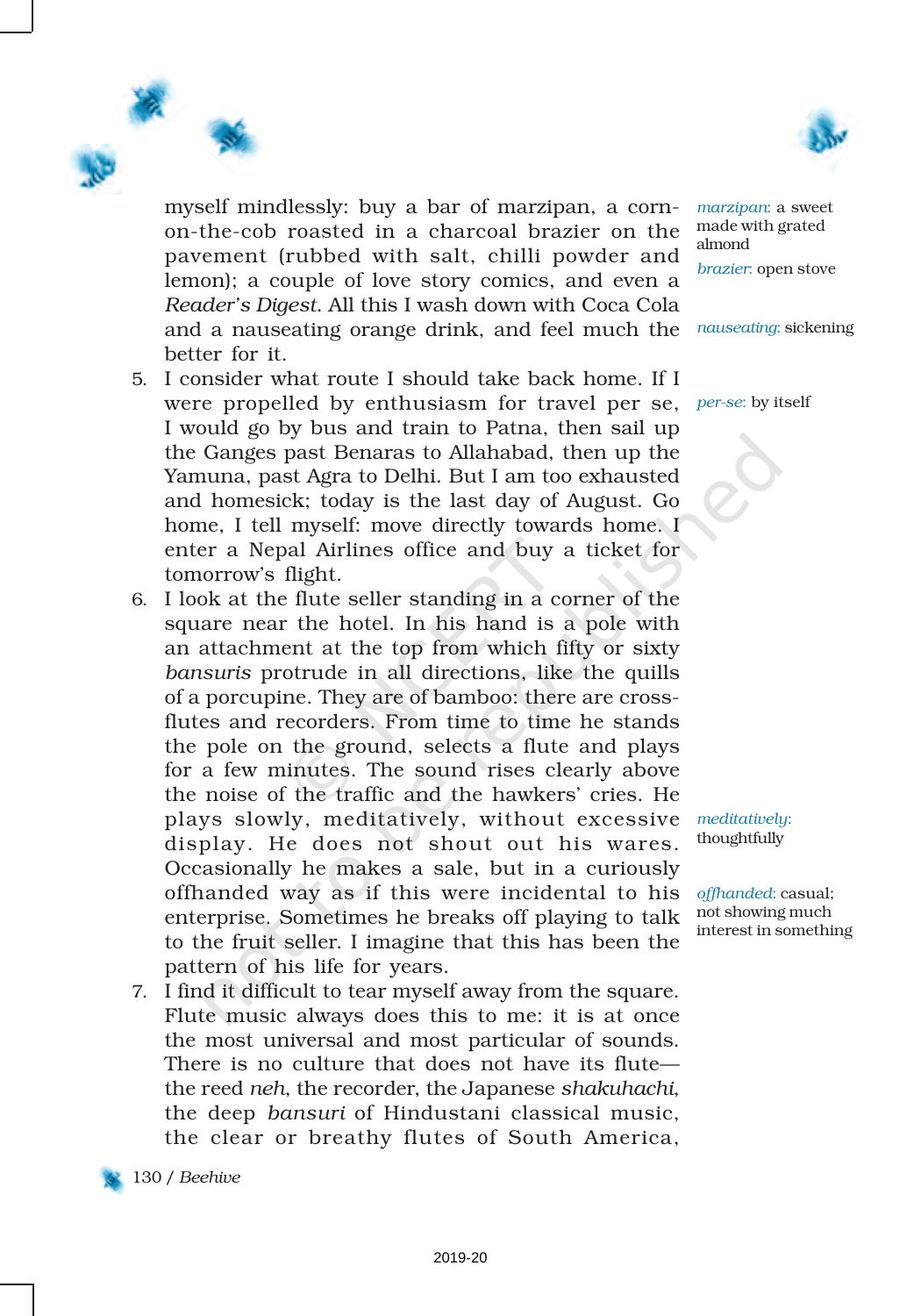myself mindlessly: buy a bar of marzipan, a corn-on-the-cob roasted in a charcoal brazier on the pavement (rubbed with salt, chilli powder and lemon); a couple of love story comics, and even a *Reader's Digest*. All this I wash down with Coca Cola and a nauseating orange drink, and feel much the better for it.

5. I consider what route I should take back home. If I were propelled by enthusiasm for travel per se, I would go by bus and train to Patna, then sail up the Ganges past Benaras to Allahabad, then up the Yamuna, past Agra to Delhi. But I am too exhausted and homesick; today is the last day of August. Go home, I tell myself: move directly towards home. I enter a Nepal Airlines office and buy a ticket for tomorrow's flight.

6. I look at the flute seller standing in a corner of the square near the hotel. In his hand is a pole with an attachment at the top from which fifty or sixty *bansuris* protrude in all directions, like the quills of a porcupine. They are of bamboo: there are cross-flutes and recorders. From time to time he stands the pole on the ground, selects a flute and plays for a few minutes. The sound rises clearly above the noise of the traffic and the hawkers' cries. He plays slowly, meditatively, without excessive display. He does not shout out his wares. Occasionally he makes a sale, but in a curiously offhanded way as if this were incidental to his enterprise. Sometimes he breaks off playing to talk to the fruit seller. I imagine that this has been the pattern of his life for years.

7. I find it difficult to tear myself away from the square. Flute music always does this to me: it is at once the most universal and most particular of sounds. There is no culture that does not have its flute—the reed *neh*, the recorder, the Japanese *shakuhachi*, the deep *bansuri* of Hindustani classical music, the clear or breathy flutes of South America,

*marzipan*: a sweet made with grated almond

*brazier*: open stove

*nauseating*: sickening

*per-se*: by itself

*meditatively*: thoughtfully

*offhanded*: casual; not showing much interest in something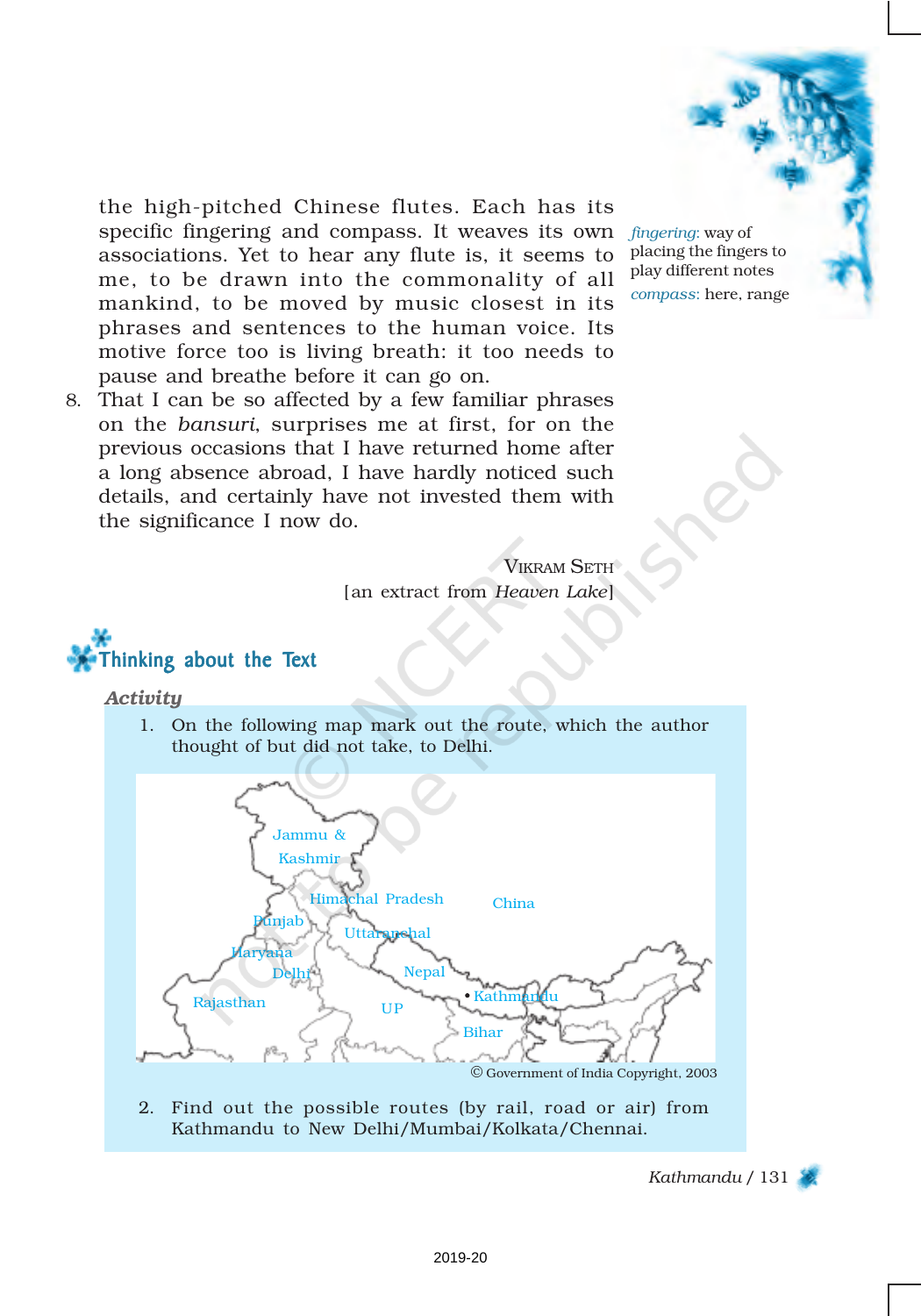the high-pitched Chinese flutes. Each has its specific fingering and compass. It weaves its own associations. Yet to hear any flute is, it seems to me, to be drawn into the commonality of all mankind, to be moved by music closest in its phrases and sentences to the human voice. Its motive force too is living breath: it too needs to pause and breathe before it can go on.

8. That I can be so affected by a few familiar phrases on the *bansuri*, surprises me at first, for on the previous occasions that I have returned home after a long absence abroad, I have hardly noticed such details, and certainly have not invested them with the significance I now do.

*fingering*: way of placing the fingers to play different notes

*compass*: here, range

VIKRAM SETH
[an extract from *Heaven Lake*]

## Thinking about the Text

### *Activity*

1. On the following map mark out the route, which the author thought of but did not take, to Delhi.

Jammu & Kashmir, Himachal Pradesh, China, Punjab, Uttaranchal, Haryana, Delhi, Nepal, Kathmandu, Rajasthan, UP, Bihar

© Government of India Copyright, 2003

2. Find out the possible routes (by rail, road or air) from Kathmandu to New Delhi/Mumbai/Kolkata/Chennai.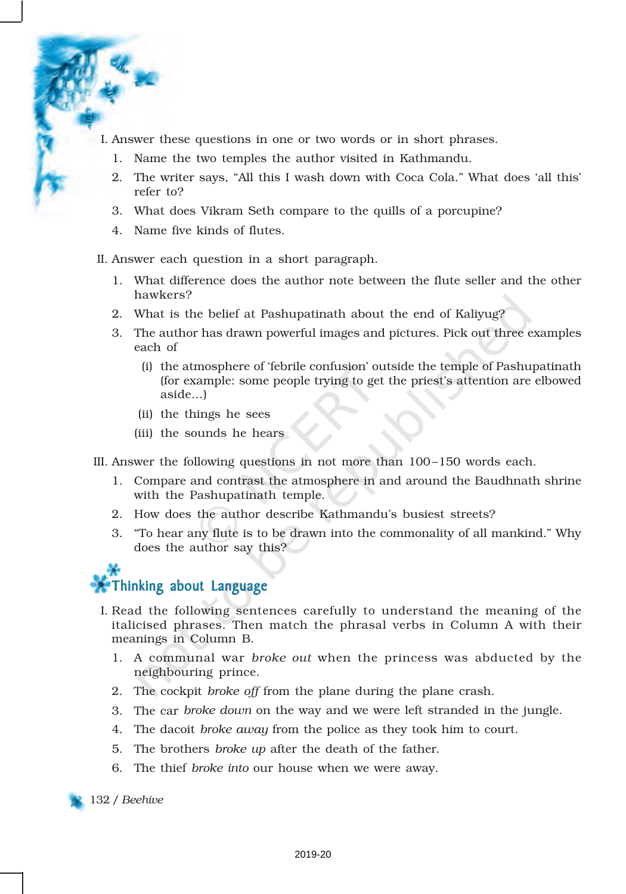I. Answer these questions in one or two words or in short phrases.

1. Name the two temples the author visited in Kathmandu.
2. The writer says, "All this I wash down with Coca Cola." What does 'all this' refer to?
3. What does Vikram Seth compare to the quills of a porcupine?
4. Name five kinds of flutes.

II. Answer each question in a short paragraph.

1. What difference does the author note between the flute seller and the other hawkers?
2. What is the belief at Pashupatinath about the end of Kaliyug?
3. The author has drawn powerful images and pictures. Pick out three examples each of
   (i) the atmosphere of 'febrile confusion' outside the temple of Pashupatinath (for example: some people trying to get the priest's attention are elbowed aside...)
   (ii) the things he sees
   (iii) the sounds he hears

III. Answer the following questions in not more than 100–150 words each.

1. Compare and contrast the atmosphere in and around the Baudhnath shrine with the Pashupatinath temple.
2. How does the author describe Kathmandu's busiest streets?
3. "To hear any flute is to be drawn into the commonality of all mankind." Why does the author say this?

## Thinking about Language

I. Read the following sentences carefully to understand the meaning of the italicised phrases. Then match the phrasal verbs in Column A with their meanings in Column B.

1. A communal war *broke out* when the princess was abducted by the neighbouring prince.
2. The cockpit *broke off* from the plane during the plane crash.
3. The car *broke down* on the way and we were left stranded in the jungle.
4. The dacoit *broke away* from the police as they took him to court.
5. The brothers *broke up* after the death of the father.
6. The thief *broke into* our house when we were away.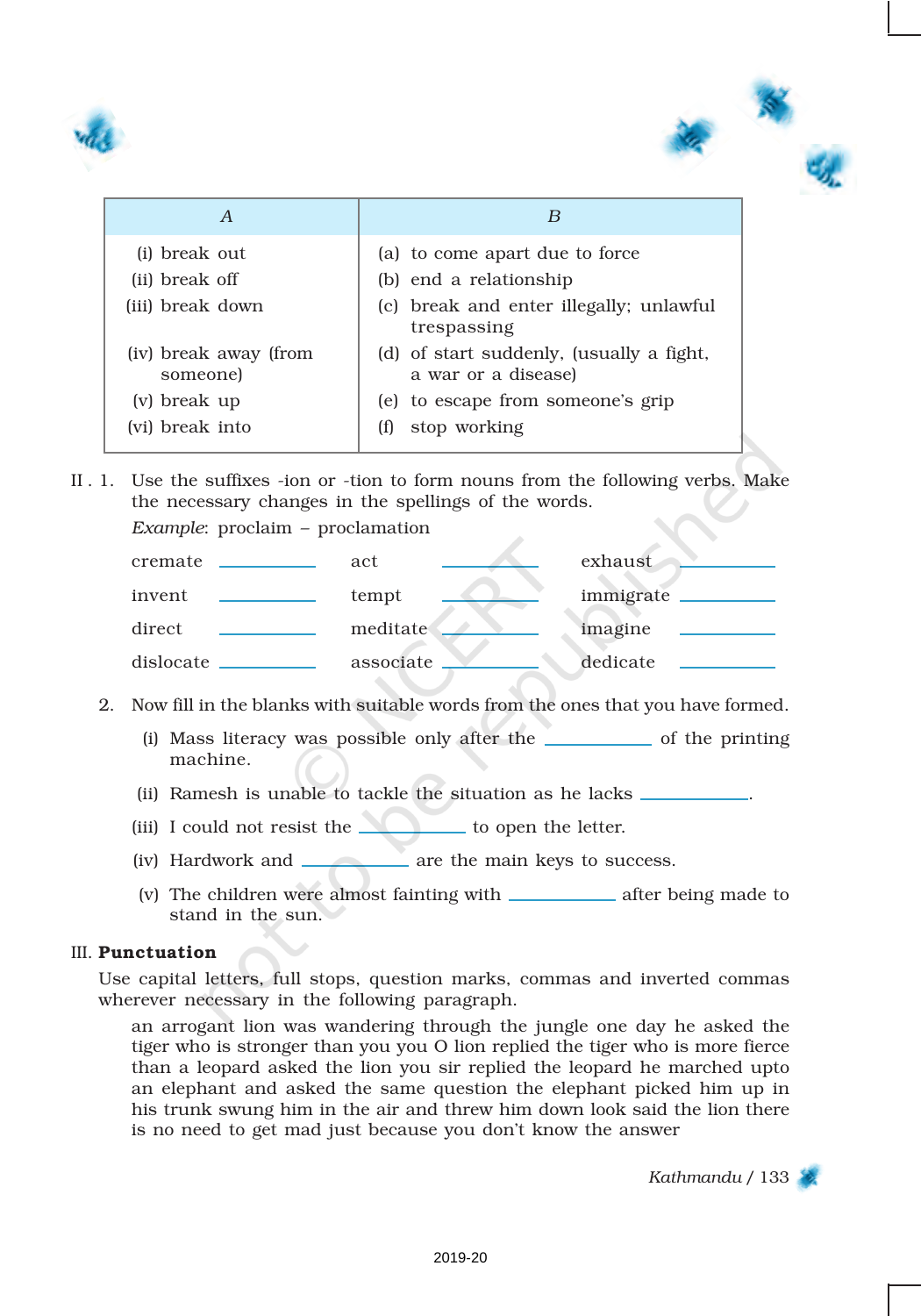| A | B |
|---|---|
| (i) break out | (a) to come apart due to force |
| (ii) break off | (b) end a relationship |
| (iii) break down | (c) break and enter illegally; unlawful trespassing |
| (iv) break away (from someone) | (d) of start suddenly, (usually a fight, a war or a disease) |
| (v) break up | (e) to escape from someone's grip |
| (vi) break into | (f) stop working |

II . 1. Use the suffixes -ion or -tion to form nouns from the following verbs. Make the necessary changes in the spellings of the words.

*Example*: proclaim – proclamation

| | | |
|---|---|---|
| cremate ________ | act ________ | exhaust ________ |
| invent ________ | tempt ________ | immigrate ________ |
| direct ________ | meditate ________ | imagine ________ |
| dislocate ________ | associate ________ | dedicate ________ |

2. Now fill in the blanks with suitable words from the ones that you have formed.

(i) Mass literacy was possible only after the ________ of the printing machine.

(ii) Ramesh is unable to tackle the situation as he lacks ________.

(iii) I could not resist the ________ to open the letter.

(iv) Hardwork and ________ are the main keys to success.

(v) The children were almost fainting with ________ after being made to stand in the sun.

III. **Punctuation**

Use capital letters, full stops, question marks, commas and inverted commas wherever necessary in the following paragraph.

an arrogant lion was wandering through the jungle one day he asked the tiger who is stronger than you you O lion replied the tiger who is more fierce than a leopard asked the lion you sir replied the leopard he marched upto an elephant and asked the same question the elephant picked him up in his trunk swung him in the air and threw him down look said the lion there is no need to get mad just because you don't know the answer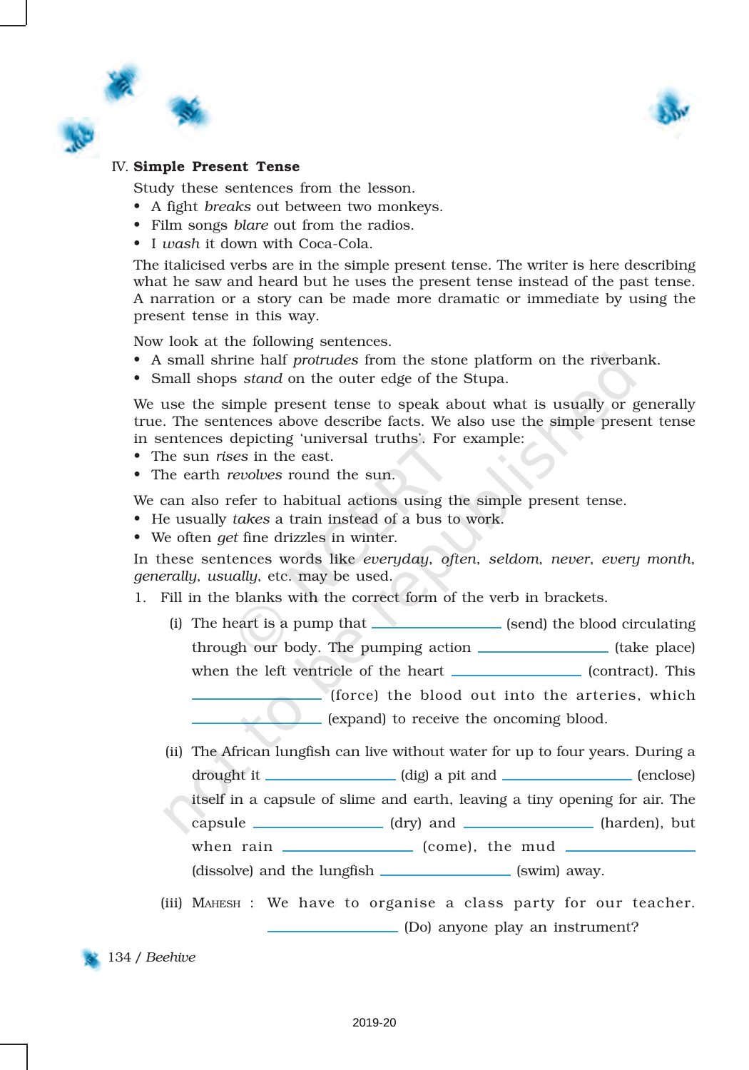## IV. Simple Present Tense

Study these sentences from the lesson.

- A fight *breaks* out between two monkeys.
- Film songs *blare* out from the radios.
- I *wash* it down with Coca-Cola.

The italicised verbs are in the simple present tense. The writer is here describing what he saw and heard but he uses the present tense instead of the past tense. A narration or a story can be made more dramatic or immediate by using the present tense in this way.

Now look at the following sentences.

- A small shrine half *protrudes* from the stone platform on the riverbank.
- Small shops *stand* on the outer edge of the Stupa.

We use the simple present tense to speak about what is usually or generally true. The sentences above describe facts. We also use the simple present tense in sentences depicting 'universal truths'. For example:

- The sun *rises* in the east.
- The earth *revolves* round the sun.

We can also refer to habitual actions using the simple present tense.

- He usually *takes* a train instead of a bus to work.
- We often *get* fine drizzles in winter.

In these sentences words like *everyday*, *often*, *seldom*, *never*, *every month*, *generally*, *usually*, etc. may be used.

1. Fill in the blanks with the correct form of the verb in brackets.

   (i) The heart is a pump that ______________ (send) the blood circulating through our body. The pumping action ______________ (take place) when the left ventricle of the heart ______________ (contract). This ______________ (force) the blood out into the arteries, which ______________ (expand) to receive the oncoming blood.

   (ii) The African lungfish can live without water for up to four years. During a drought it ______________ (dig) a pit and ______________ (enclose) itself in a capsule of slime and earth, leaving a tiny opening for air. The capsule ______________ (dry) and ______________ (harden), but when rain ______________ (come), the mud ______________ (dissolve) and the lungfish ______________ (swim) away.

   (iii) MAHESH : We have to organise a class party for our teacher. ______________ (Do) anyone play an instrument?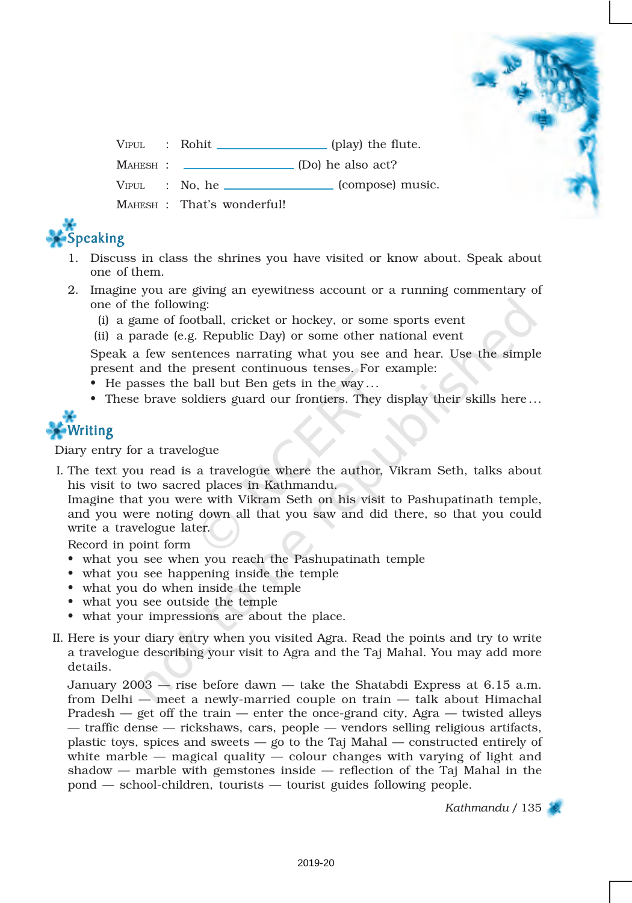VIPUL : Rohit ________________ (play) the flute.

MAHESH : ________________ (Do) he also act?

VIPUL : No, he ________________ (compose) music.

MAHESH : That's wonderful!

## Speaking

1. Discuss in class the shrines you have visited or know about. Speak about one of them.
2. Imagine you are giving an eyewitness account or a running commentary of one of the following:
   (i) a game of football, cricket or hockey, or some sports event
   (ii) a parade (e.g. Republic Day) or some other national event

   Speak a few sentences narrating what you see and hear. Use the simple present and the present continuous tenses. For example:
   - He passes the ball but Ben gets in the way...
   - These brave soldiers guard our frontiers. They display their skills here...

## Writing

Diary entry for a travelogue

I. The text you read is a travelogue where the author, Vikram Seth, talks about his visit to two sacred places in Kathmandu.
Imagine that you were with Vikram Seth on his visit to Pashupatinath temple, and you were noting down all that you saw and did there, so that you could write a travelogue later.
Record in point form
- what you see when you reach the Pashupatinath temple
- what you see happening inside the temple
- what you do when inside the temple
- what you see outside the temple
- what your impressions are about the place.

II. Here is your diary entry when you visited Agra. Read the points and try to write a travelogue describing your visit to Agra and the Taj Mahal. You may add more details.

January 2003 — rise before dawn — take the Shatabdi Express at 6.15 a.m. from Delhi — meet a newly-married couple on train — talk about Himachal Pradesh — get off the train — enter the once-grand city, Agra — twisted alleys — traffic dense — rickshaws, cars, people — vendors selling religious artifacts, plastic toys, spices and sweets — go to the Taj Mahal — constructed entirely of white marble — magical quality — colour changes with varying of light and shadow — marble with gemstones inside — reflection of the Taj Mahal in the pond — school-children, tourists — tourist guides following people.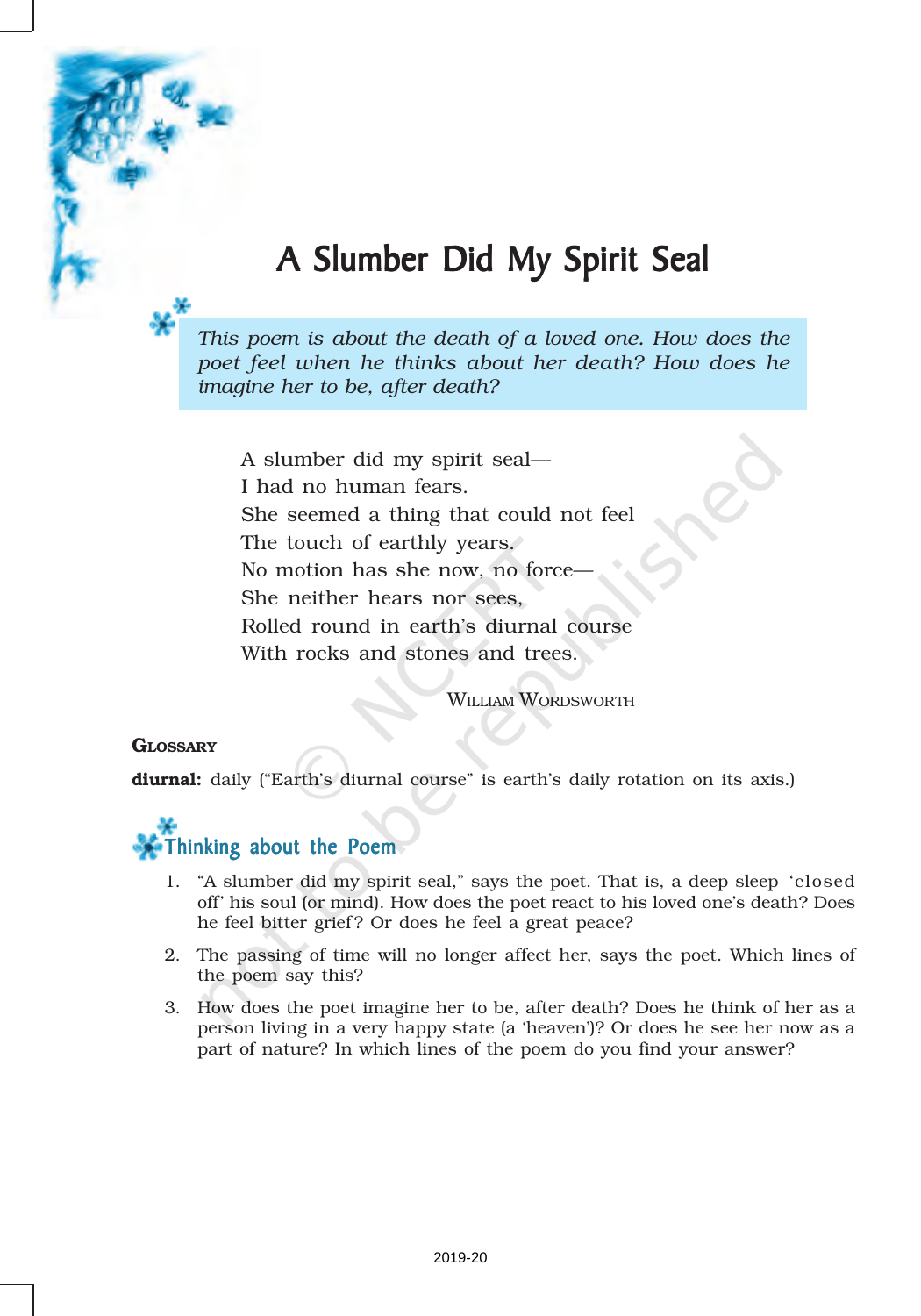# A Slumber Did My Spirit Seal

*This poem is about the death of a loved one. How does the poet feel when he thinks about her death? How does he imagine her to be, after death?*

A slumber did my spirit seal—
I had no human fears.
She seemed a thing that could not feel
The touch of earthly years.
No motion has she now, no force—
She neither hears nor sees,
Rolled round in earth's diurnal course
With rocks and stones and trees.

WILLIAM WORDSWORTH

**GLOSSARY**

**diurnal:** daily ("Earth's diurnal course" is earth's daily rotation on its axis.)

## Thinking about the Poem

1. "A slumber did my spirit seal," says the poet. That is, a deep sleep 'closed off' his soul (or mind). How does the poet react to his loved one's death? Does he feel bitter grief? Or does he feel a great peace?
2. The passing of time will no longer affect her, says the poet. Which lines of the poem say this?
3. How does the poet imagine her to be, after death? Does he think of her as a person living in a very happy state (a 'heaven')? Or does he see her now as a part of nature? In which lines of the poem do you find your answer?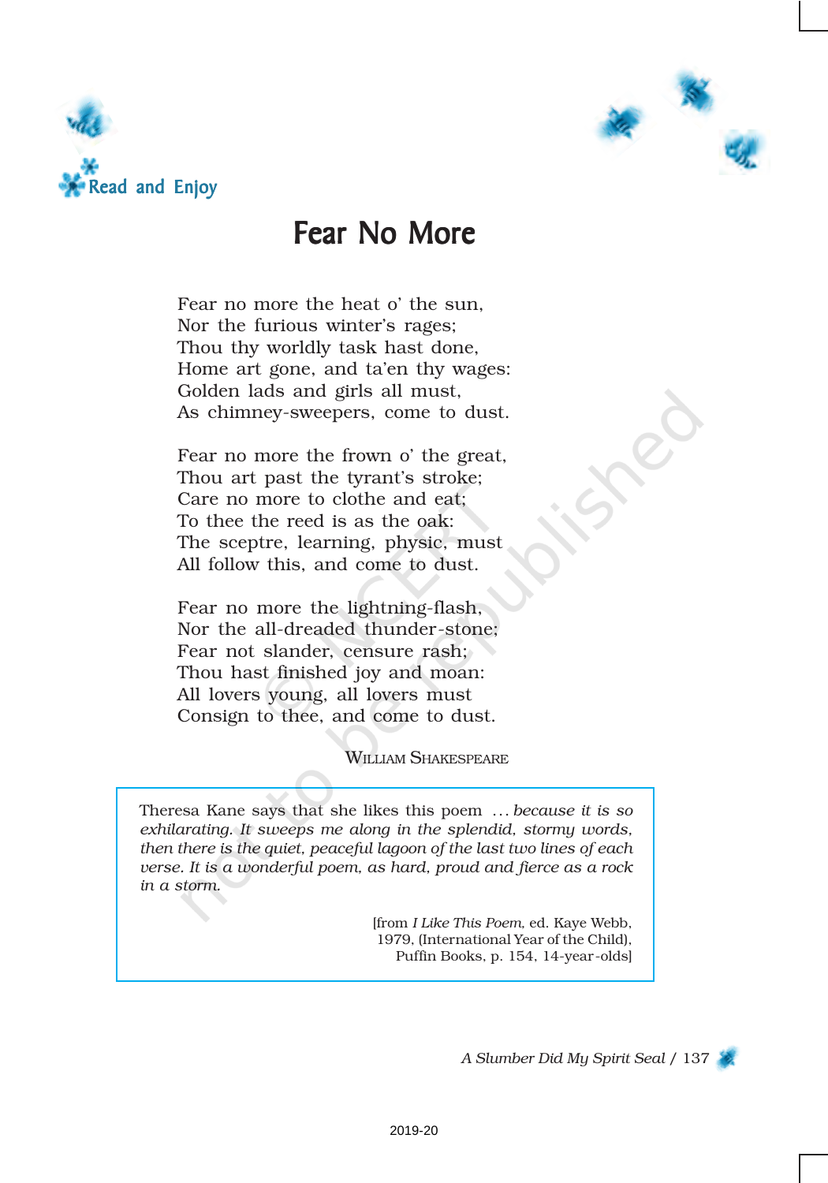Read and Enjoy

# Fear No More

Fear no more the heat o' the sun,
Nor the furious winter's rages;
Thou thy worldly task hast done,
Home art gone, and ta'en thy wages:
Golden lads and girls all must,
As chimney-sweepers, come to dust.

Fear no more the frown o' the great,
Thou art past the tyrant's stroke;
Care no more to clothe and eat;
To thee the reed is as the oak:
The sceptre, learning, physic, must
All follow this, and come to dust.

Fear no more the lightning-flash,
Nor the all-dreaded thunder-stone;
Fear not slander, censure rash;
Thou hast finished joy and moan:
All lovers young, all lovers must
Consign to thee, and come to dust.

WILLIAM SHAKESPEARE

Theresa Kane says that she likes this poem ... *because it is so exhilarating. It sweeps me along in the splendid, stormy words, then there is the quiet, peaceful lagoon of the last two lines of each verse. It is a wonderful poem, as hard, proud and fierce as a rock in a storm.*

[from *I Like This Poem*, ed. Kaye Webb, 1979, (International Year of the Child), Puffin Books, p. 154, 14-year-olds]